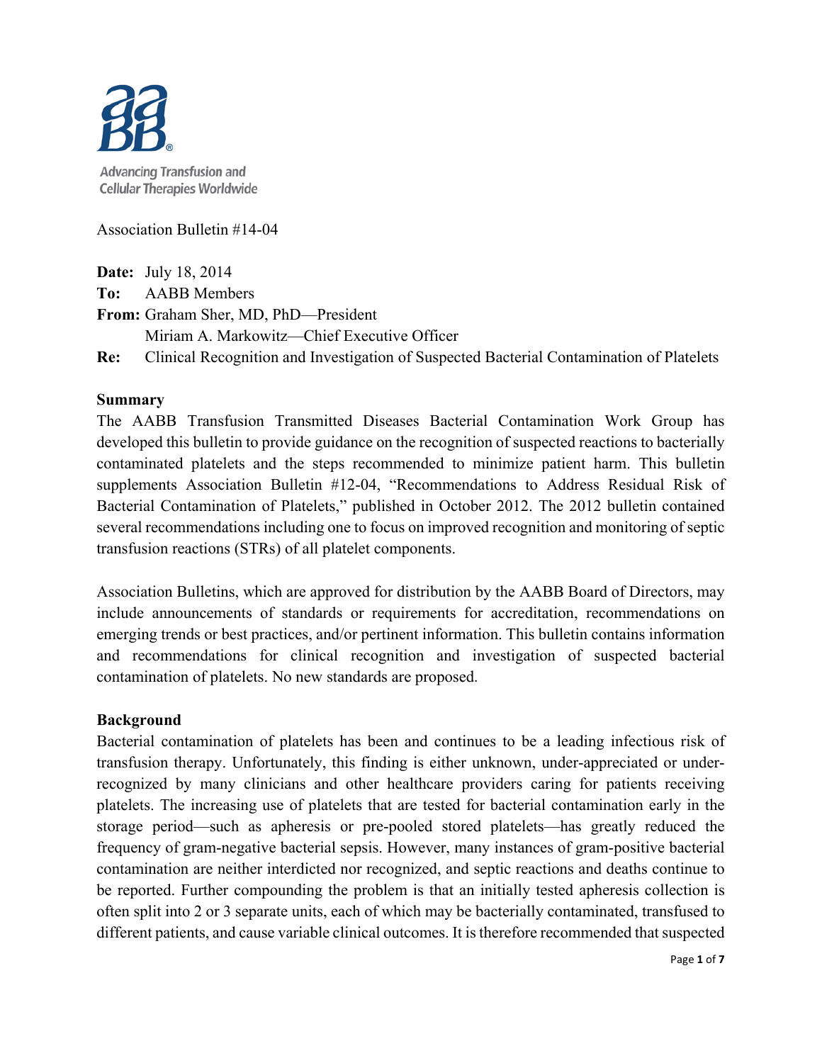Advancing Transfusion and Cellular Therapies Worldwide

Association Bulletin #14-04

**Date:** July 18, 2014

**To:** AABB Members

**From:** Graham Sher, MD, PhD—President
Miriam A. Markowitz—Chief Executive Officer

**Re:** Clinical Recognition and Investigation of Suspected Bacterial Contamination of Platelets

**Summary**

The AABB Transfusion Transmitted Diseases Bacterial Contamination Work Group has developed this bulletin to provide guidance on the recognition of suspected reactions to bacterially contaminated platelets and the steps recommended to minimize patient harm. This bulletin supplements Association Bulletin #12-04, "Recommendations to Address Residual Risk of Bacterial Contamination of Platelets," published in October 2012. The 2012 bulletin contained several recommendations including one to focus on improved recognition and monitoring of septic transfusion reactions (STRs) of all platelet components.

Association Bulletins, which are approved for distribution by the AABB Board of Directors, may include announcements of standards or requirements for accreditation, recommendations on emerging trends or best practices, and/or pertinent information. This bulletin contains information and recommendations for clinical recognition and investigation of suspected bacterial contamination of platelets. No new standards are proposed.

**Background**

Bacterial contamination of platelets has been and continues to be a leading infectious risk of transfusion therapy. Unfortunately, this finding is either unknown, under-appreciated or under-recognized by many clinicians and other healthcare providers caring for patients receiving platelets. The increasing use of platelets that are tested for bacterial contamination early in the storage period—such as apheresis or pre-pooled stored platelets—has greatly reduced the frequency of gram-negative bacterial sepsis. However, many instances of gram-positive bacterial contamination are neither interdicted nor recognized, and septic reactions and deaths continue to be reported. Further compounding the problem is that an initially tested apheresis collection is often split into 2 or 3 separate units, each of which may be bacterially contaminated, transfused to different patients, and cause variable clinical outcomes. It is therefore recommended that suspected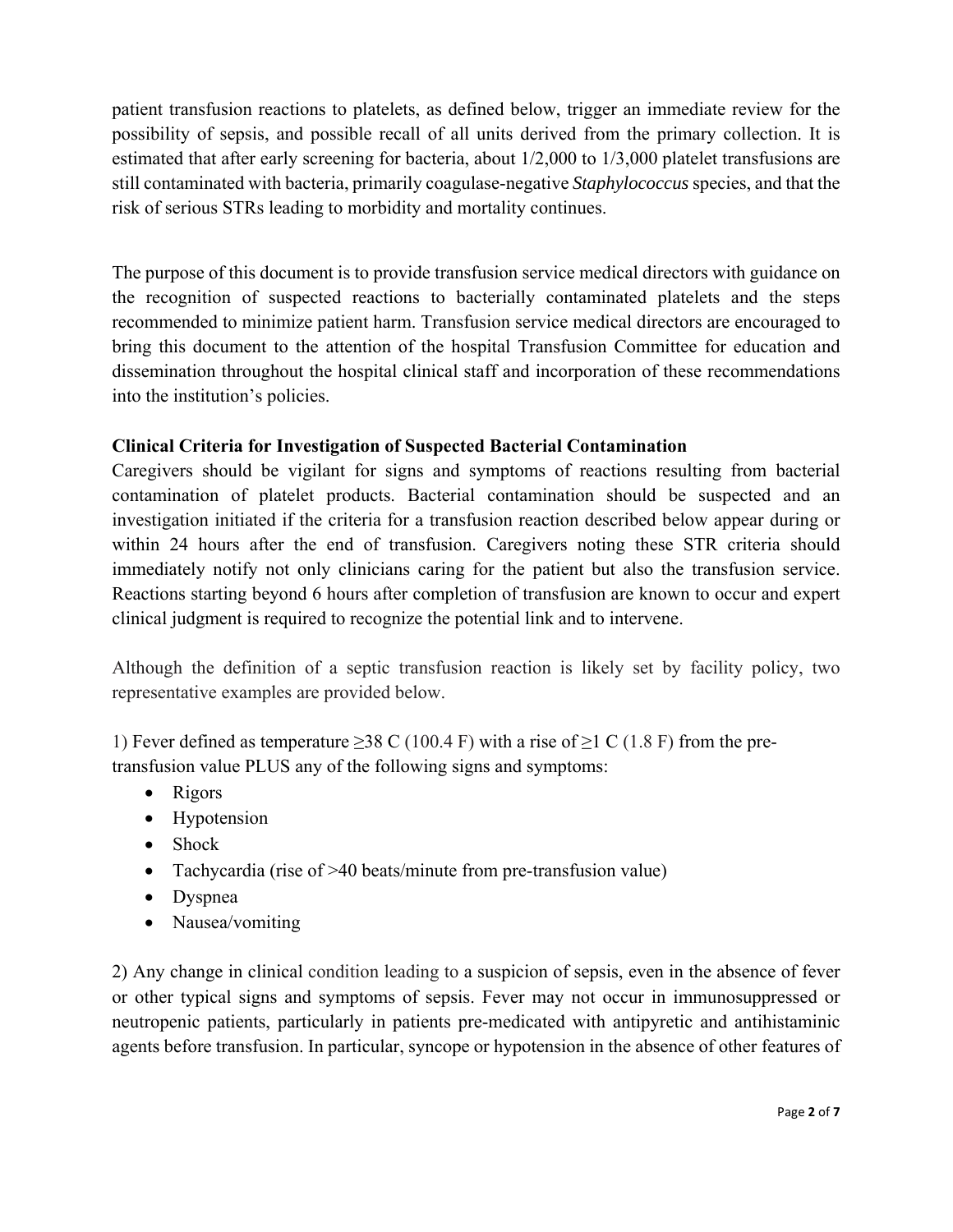patient transfusion reactions to platelets, as defined below, trigger an immediate review for the possibility of sepsis, and possible recall of all units derived from the primary collection. It is estimated that after early screening for bacteria, about 1/2,000 to 1/3,000 platelet transfusions are still contaminated with bacteria, primarily coagulase-negative *Staphylococcus* species, and that the risk of serious STRs leading to morbidity and mortality continues.

The purpose of this document is to provide transfusion service medical directors with guidance on the recognition of suspected reactions to bacterially contaminated platelets and the steps recommended to minimize patient harm. Transfusion service medical directors are encouraged to bring this document to the attention of the hospital Transfusion Committee for education and dissemination throughout the hospital clinical staff and incorporation of these recommendations into the institution's policies.

**Clinical Criteria for Investigation of Suspected Bacterial Contamination**

Caregivers should be vigilant for signs and symptoms of reactions resulting from bacterial contamination of platelet products. Bacterial contamination should be suspected and an investigation initiated if the criteria for a transfusion reaction described below appear during or within 24 hours after the end of transfusion. Caregivers noting these STR criteria should immediately notify not only clinicians caring for the patient but also the transfusion service. Reactions starting beyond 6 hours after completion of transfusion are known to occur and expert clinical judgment is required to recognize the potential link and to intervene.

Although the definition of a septic transfusion reaction is likely set by facility policy, two representative examples are provided below.

1) Fever defined as temperature ≥38 C (100.4 F) with a rise of ≥1 C (1.8 F) from the pre-transfusion value PLUS any of the following signs and symptoms:

- Rigors
- Hypotension
- Shock
- Tachycardia (rise of >40 beats/minute from pre-transfusion value)
- Dyspnea
- Nausea/vomiting

2) Any change in clinical condition leading to a suspicion of sepsis, even in the absence of fever or other typical signs and symptoms of sepsis. Fever may not occur in immunosuppressed or neutropenic patients, particularly in patients pre-medicated with antipyretic and antihistaminic agents before transfusion. In particular, syncope or hypotension in the absence of other features of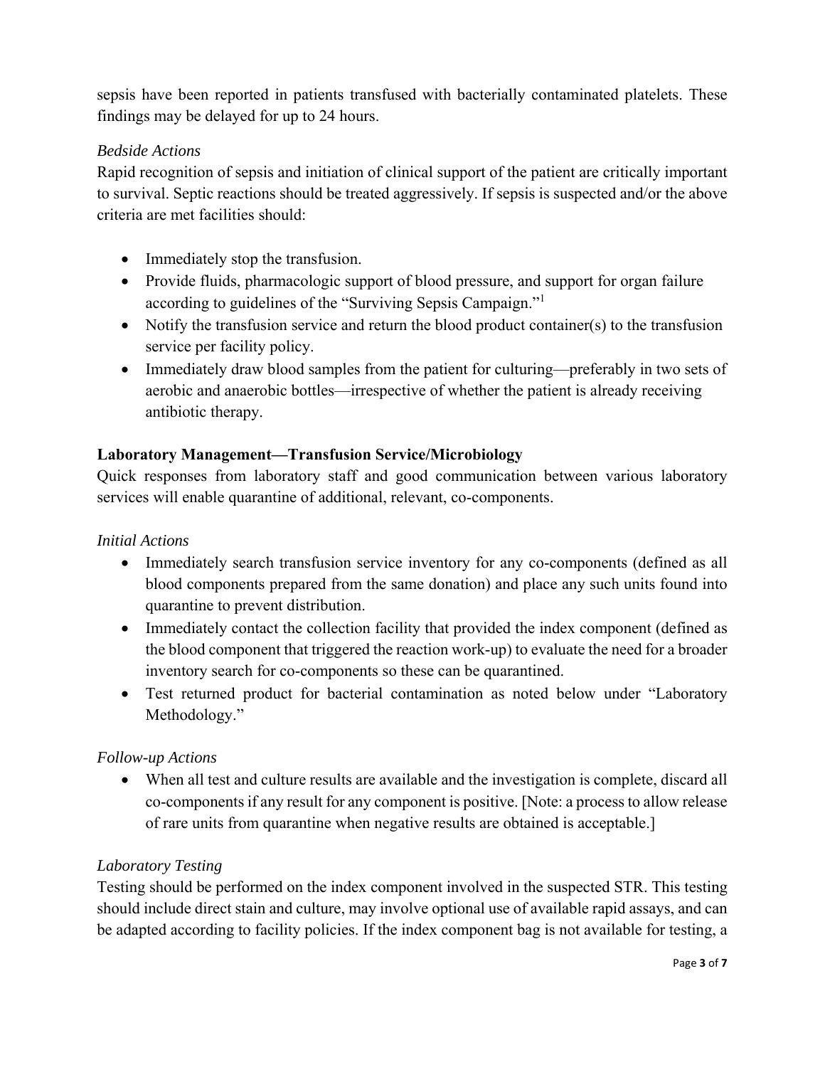sepsis have been reported in patients transfused with bacterially contaminated platelets. These findings may be delayed for up to 24 hours.

*Bedside Actions*

Rapid recognition of sepsis and initiation of clinical support of the patient are critically important to survival. Septic reactions should be treated aggressively. If sepsis is suspected and/or the above criteria are met facilities should:

- Immediately stop the transfusion.
- Provide fluids, pharmacologic support of blood pressure, and support for organ failure according to guidelines of the "Surviving Sepsis Campaign."[1]
- Notify the transfusion service and return the blood product container(s) to the transfusion service per facility policy.
- Immediately draw blood samples from the patient for culturing—preferably in two sets of aerobic and anaerobic bottles—irrespective of whether the patient is already receiving antibiotic therapy.

**Laboratory Management—Transfusion Service/Microbiology**

Quick responses from laboratory staff and good communication between various laboratory services will enable quarantine of additional, relevant, co-components.

*Initial Actions*

- Immediately search transfusion service inventory for any co-components (defined as all blood components prepared from the same donation) and place any such units found into quarantine to prevent distribution.
- Immediately contact the collection facility that provided the index component (defined as the blood component that triggered the reaction work-up) to evaluate the need for a broader inventory search for co-components so these can be quarantined.
- Test returned product for bacterial contamination as noted below under "Laboratory Methodology."

*Follow-up Actions*

- When all test and culture results are available and the investigation is complete, discard all co-components if any result for any component is positive. [Note: a process to allow release of rare units from quarantine when negative results are obtained is acceptable.]

*Laboratory Testing*

Testing should be performed on the index component involved in the suspected STR. This testing should include direct stain and culture, may involve optional use of available rapid assays, and can be adapted according to facility policies. If the index component bag is not available for testing, a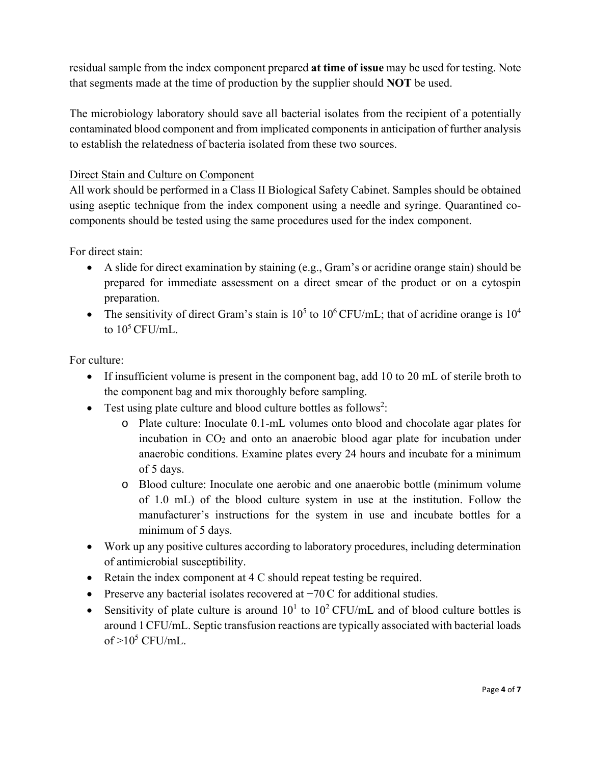residual sample from the index component prepared **at time of issue** may be used for testing. Note that segments made at the time of production by the supplier should **NOT** be used.

The microbiology laboratory should save all bacterial isolates from the recipient of a potentially contaminated blood component and from implicated components in anticipation of further analysis to establish the relatedness of bacteria isolated from these two sources.

<u>Direct Stain and Culture on Component</u>

All work should be performed in a Class II Biological Safety Cabinet. Samples should be obtained using aseptic technique from the index component using a needle and syringe. Quarantined co-components should be tested using the same procedures used for the index component.

For direct stain:

- A slide for direct examination by staining (e.g., Gram's or acridine orange stain) should be prepared for immediate assessment on a direct smear of the product or on a cytospin preparation.
- The sensitivity of direct Gram's stain is $10^5$ to $10^6$ CFU/mL; that of acridine orange is $10^4$ to $10^5$ CFU/mL.

For culture:

- If insufficient volume is present in the component bag, add 10 to 20 mL of sterile broth to the component bag and mix thoroughly before sampling.
- Test using plate culture and blood culture bottles as follows[2]:
  - Plate culture: Inoculate 0.1-mL volumes onto blood and chocolate agar plates for incubation in $CO_2$ and onto an anaerobic blood agar plate for incubation under anaerobic conditions. Examine plates every 24 hours and incubate for a minimum of 5 days.
  - Blood culture: Inoculate one aerobic and one anaerobic bottle (minimum volume of 1.0 mL) of the blood culture system in use at the institution. Follow the manufacturer's instructions for the system in use and incubate bottles for a minimum of 5 days.
- Work up any positive cultures according to laboratory procedures, including determination of antimicrobial susceptibility.
- Retain the index component at 4 C should repeat testing be required.
- Preserve any bacterial isolates recovered at −70 C for additional studies.
- Sensitivity of plate culture is around $10^1$ to $10^2$ CFU/mL and of blood culture bottles is around 1 CFU/mL. Septic transfusion reactions are typically associated with bacterial loads of $>10^5$ CFU/mL.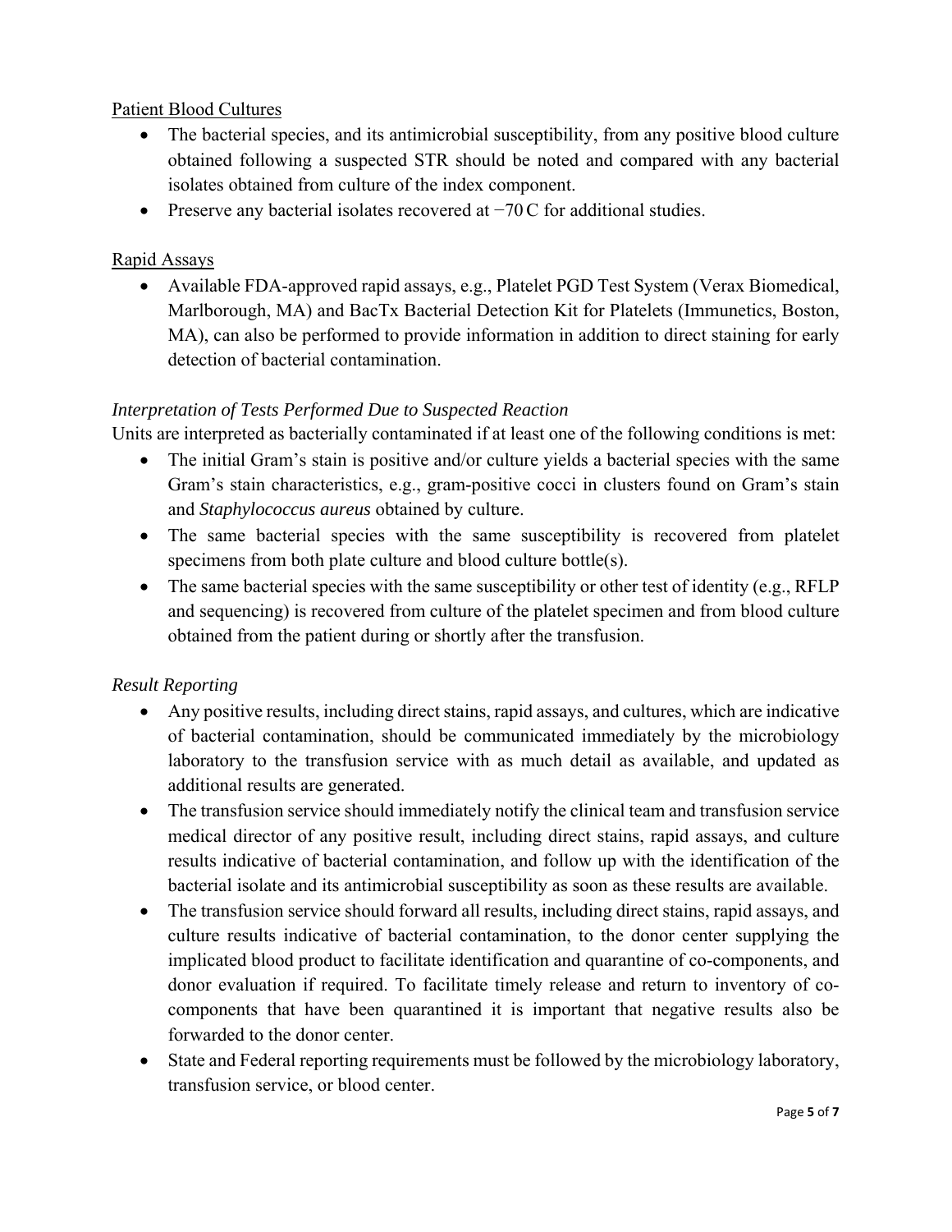Patient Blood Cultures

- The bacterial species, and its antimicrobial susceptibility, from any positive blood culture obtained following a suspected STR should be noted and compared with any bacterial isolates obtained from culture of the index component.
- Preserve any bacterial isolates recovered at −70 C for additional studies.

Rapid Assays

- Available FDA-approved rapid assays, e.g., Platelet PGD Test System (Verax Biomedical, Marlborough, MA) and BacTx Bacterial Detection Kit for Platelets (Immunetics, Boston, MA), can also be performed to provide information in addition to direct staining for early detection of bacterial contamination.

*Interpretation of Tests Performed Due to Suspected Reaction*

Units are interpreted as bacterially contaminated if at least one of the following conditions is met:

- The initial Gram's stain is positive and/or culture yields a bacterial species with the same Gram's stain characteristics, e.g., gram-positive cocci in clusters found on Gram's stain and *Staphylococcus aureus* obtained by culture.
- The same bacterial species with the same susceptibility is recovered from platelet specimens from both plate culture and blood culture bottle(s).
- The same bacterial species with the same susceptibility or other test of identity (e.g., RFLP and sequencing) is recovered from culture of the platelet specimen and from blood culture obtained from the patient during or shortly after the transfusion.

*Result Reporting*

- Any positive results, including direct stains, rapid assays, and cultures, which are indicative of bacterial contamination, should be communicated immediately by the microbiology laboratory to the transfusion service with as much detail as available, and updated as additional results are generated.
- The transfusion service should immediately notify the clinical team and transfusion service medical director of any positive result, including direct stains, rapid assays, and culture results indicative of bacterial contamination, and follow up with the identification of the bacterial isolate and its antimicrobial susceptibility as soon as these results are available.
- The transfusion service should forward all results, including direct stains, rapid assays, and culture results indicative of bacterial contamination, to the donor center supplying the implicated blood product to facilitate identification and quarantine of co-components, and donor evaluation if required. To facilitate timely release and return to inventory of co-components that have been quarantined it is important that negative results also be forwarded to the donor center.
- State and Federal reporting requirements must be followed by the microbiology laboratory, transfusion service, or blood center.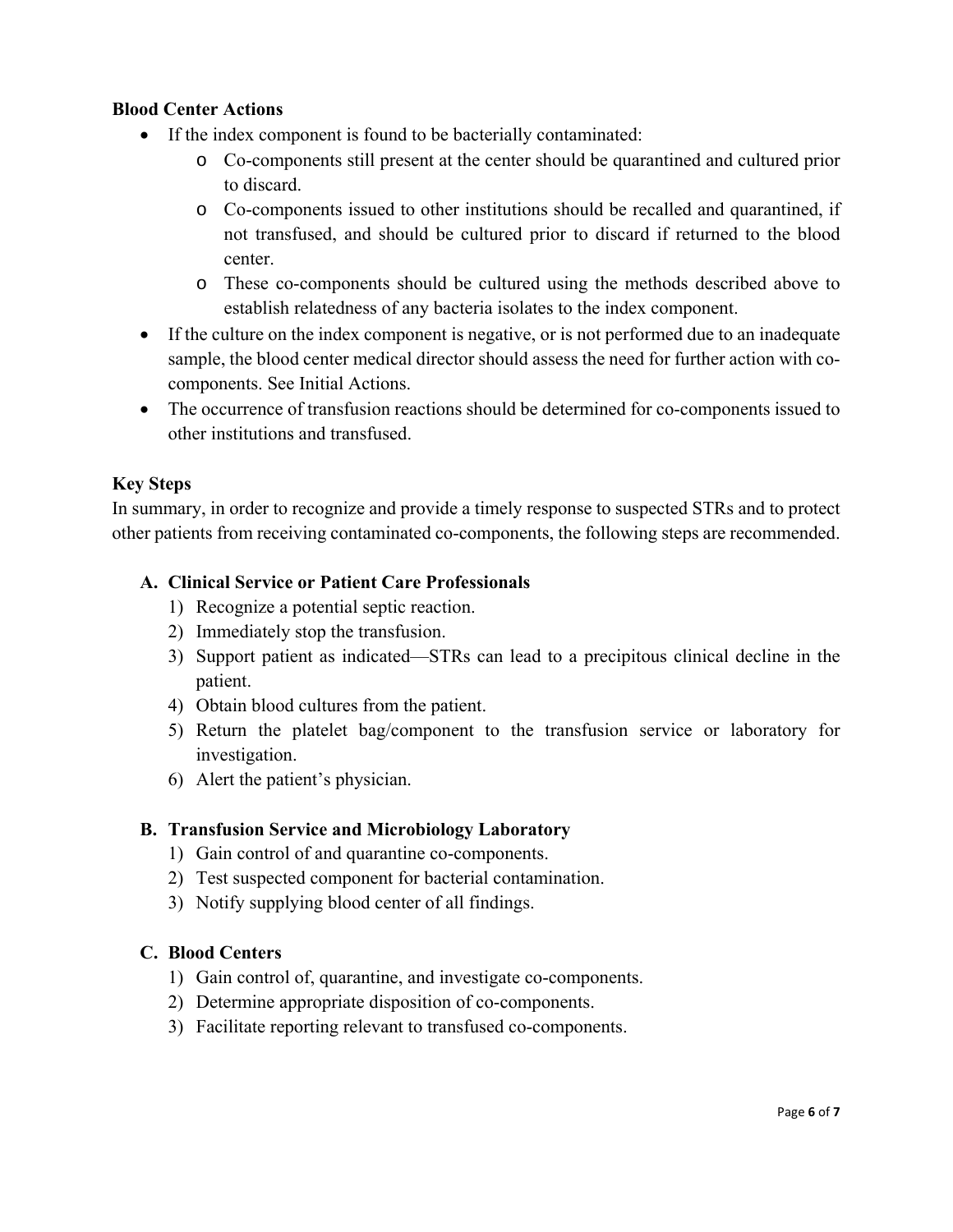**Blood Center Actions**

- If the index component is found to be bacterially contaminated:
  - Co-components still present at the center should be quarantined and cultured prior to discard.
  - Co-components issued to other institutions should be recalled and quarantined, if not transfused, and should be cultured prior to discard if returned to the blood center.
  - These co-components should be cultured using the methods described above to establish relatedness of any bacteria isolates to the index component.
- If the culture on the index component is negative, or is not performed due to an inadequate sample, the blood center medical director should assess the need for further action with co-components. See Initial Actions.
- The occurrence of transfusion reactions should be determined for co-components issued to other institutions and transfused.

**Key Steps**

In summary, in order to recognize and provide a timely response to suspected STRs and to protect other patients from receiving contaminated co-components, the following steps are recommended.

**A. Clinical Service or Patient Care Professionals**

1) Recognize a potential septic reaction.
2) Immediately stop the transfusion.
3) Support patient as indicated—STRs can lead to a precipitous clinical decline in the patient.
4) Obtain blood cultures from the patient.
5) Return the platelet bag/component to the transfusion service or laboratory for investigation.
6) Alert the patient's physician.

**B. Transfusion Service and Microbiology Laboratory**

1) Gain control of and quarantine co-components.
2) Test suspected component for bacterial contamination.
3) Notify supplying blood center of all findings.

**C. Blood Centers**

1) Gain control of, quarantine, and investigate co-components.
2) Determine appropriate disposition of co-components.
3) Facilitate reporting relevant to transfused co-components.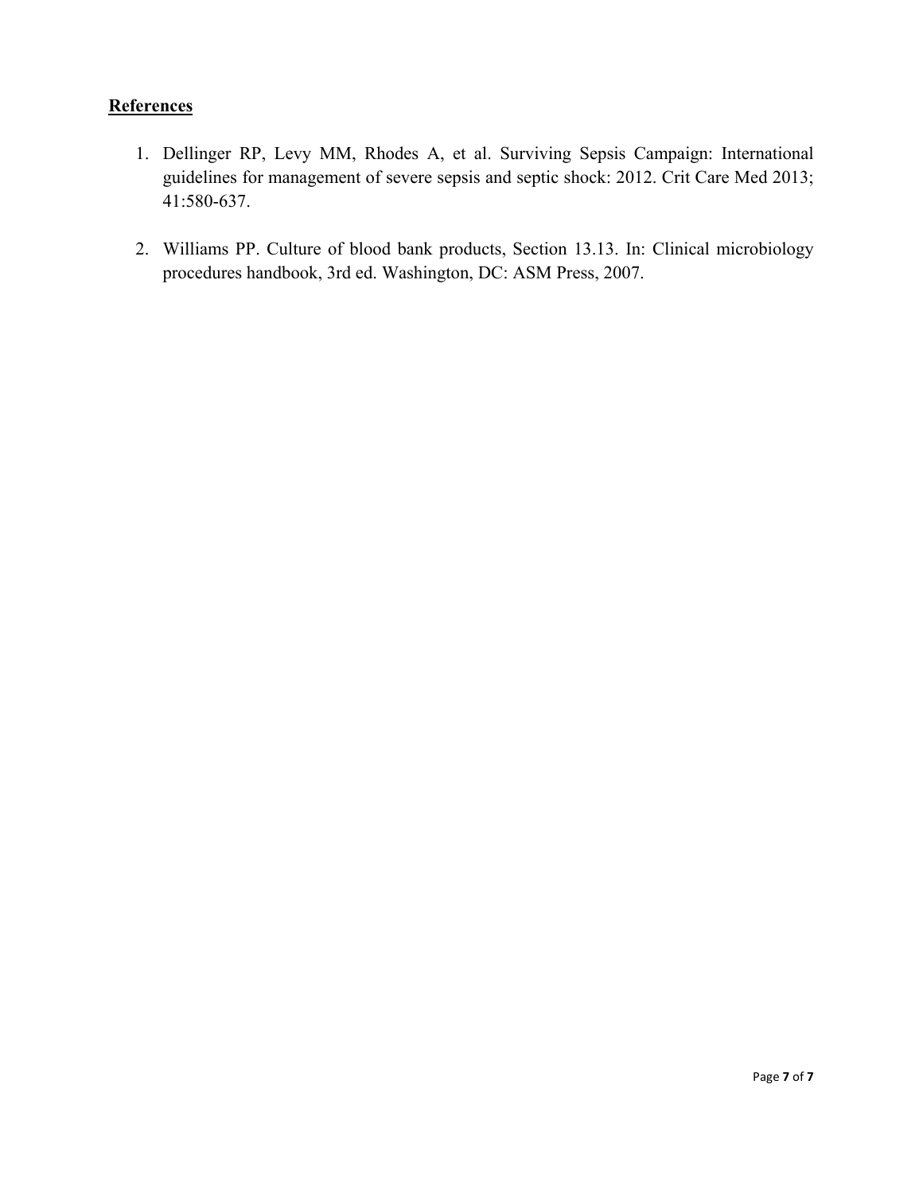## References

1. Dellinger RP, Levy MM, Rhodes A, et al. Surviving Sepsis Campaign: International guidelines for management of severe sepsis and septic shock: 2012. Crit Care Med 2013; 41:580-637.

2. Williams PP. Culture of blood bank products, Section 13.13. In: Clinical microbiology procedures handbook, 3rd ed. Washington, DC: ASM Press, 2007.